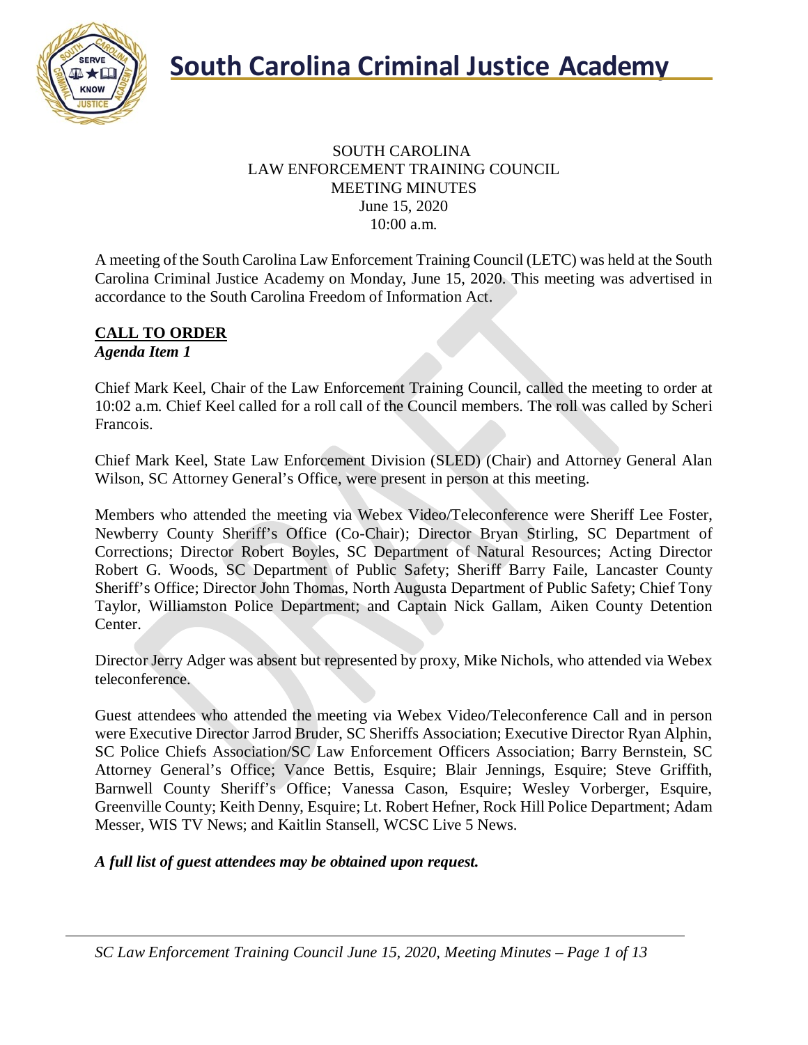# South Carolina Criminal Justice Academy

SOUTH CAROLINA
LAW ENFORCEMENT TRAINING COUNCIL
MEETING MINUTES
June 15, 2020
10:00 a.m.

A meeting of the South Carolina Law Enforcement Training Council (LETC) was held at the South Carolina Criminal Justice Academy on Monday, June 15, 2020. This meeting was advertised in accordance to the South Carolina Freedom of Information Act.

## CALL TO ORDER

***Agenda Item 1***

Chief Mark Keel, Chair of the Law Enforcement Training Council, called the meeting to order at 10:02 a.m. Chief Keel called for a roll call of the Council members. The roll was called by Scheri Francois.

Chief Mark Keel, State Law Enforcement Division (SLED) (Chair) and Attorney General Alan Wilson, SC Attorney General's Office, were present in person at this meeting.

Members who attended the meeting via Webex Video/Teleconference were Sheriff Lee Foster, Newberry County Sheriff's Office (Co-Chair); Director Bryan Stirling, SC Department of Corrections; Director Robert Boyles, SC Department of Natural Resources; Acting Director Robert G. Woods, SC Department of Public Safety; Sheriff Barry Faile, Lancaster County Sheriff's Office; Director John Thomas, North Augusta Department of Public Safety; Chief Tony Taylor, Williamston Police Department; and Captain Nick Gallam, Aiken County Detention Center.

Director Jerry Adger was absent but represented by proxy, Mike Nichols, who attended via Webex teleconference.

Guest attendees who attended the meeting via Webex Video/Teleconference Call and in person were Executive Director Jarrod Bruder, SC Sheriffs Association; Executive Director Ryan Alphin, SC Police Chiefs Association/SC Law Enforcement Officers Association; Barry Bernstein, SC Attorney General's Office; Vance Bettis, Esquire; Blair Jennings, Esquire; Steve Griffith, Barnwell County Sheriff's Office; Vanessa Cason, Esquire; Wesley Vorberger, Esquire, Greenville County; Keith Denny, Esquire; Lt. Robert Hefner, Rock Hill Police Department; Adam Messer, WIS TV News; and Kaitlin Stansell, WCSC Live 5 News.

***A full list of guest attendees may be obtained upon request.***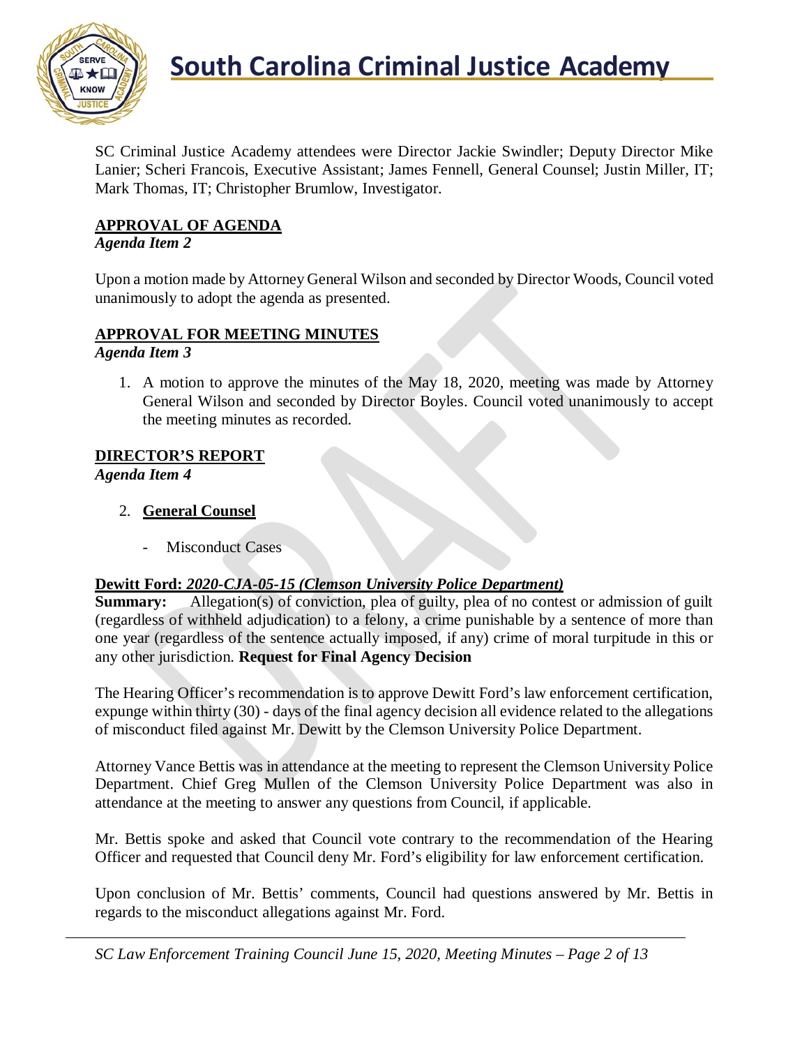SC Criminal Justice Academy attendees were Director Jackie Swindler; Deputy Director Mike Lanier; Scheri Francois, Executive Assistant; James Fennell, General Counsel; Justin Miller, IT; Mark Thomas, IT; Christopher Brumlow, Investigator.

## APPROVAL OF AGENDA

***Agenda Item 2***

Upon a motion made by Attorney General Wilson and seconded by Director Woods, Council voted unanimously to adopt the agenda as presented.

## APPROVAL FOR MEETING MINUTES

***Agenda Item 3***

1. A motion to approve the minutes of the May 18, 2020, meeting was made by Attorney General Wilson and seconded by Director Boyles. Council voted unanimously to accept the meeting minutes as recorded.

## DIRECTOR'S REPORT

***Agenda Item 4***

2. **General Counsel**

   - Misconduct Cases

**Dewitt Ford: *2020-CJA-05-15 (Clemson University Police Department)***

**Summary:** Allegation(s) of conviction, plea of guilty, plea of no contest or admission of guilt (regardless of withheld adjudication) to a felony, a crime punishable by a sentence of more than one year (regardless of the sentence actually imposed, if any) crime of moral turpitude in this or any other jurisdiction. **Request for Final Agency Decision**

The Hearing Officer's recommendation is to approve Dewitt Ford's law enforcement certification, expunge within thirty (30) - days of the final agency decision all evidence related to the allegations of misconduct filed against Mr. Dewitt by the Clemson University Police Department.

Attorney Vance Bettis was in attendance at the meeting to represent the Clemson University Police Department. Chief Greg Mullen of the Clemson University Police Department was also in attendance at the meeting to answer any questions from Council, if applicable.

Mr. Bettis spoke and asked that Council vote contrary to the recommendation of the Hearing Officer and requested that Council deny Mr. Ford's eligibility for law enforcement certification.

Upon conclusion of Mr. Bettis' comments, Council had questions answered by Mr. Bettis in regards to the misconduct allegations against Mr. Ford.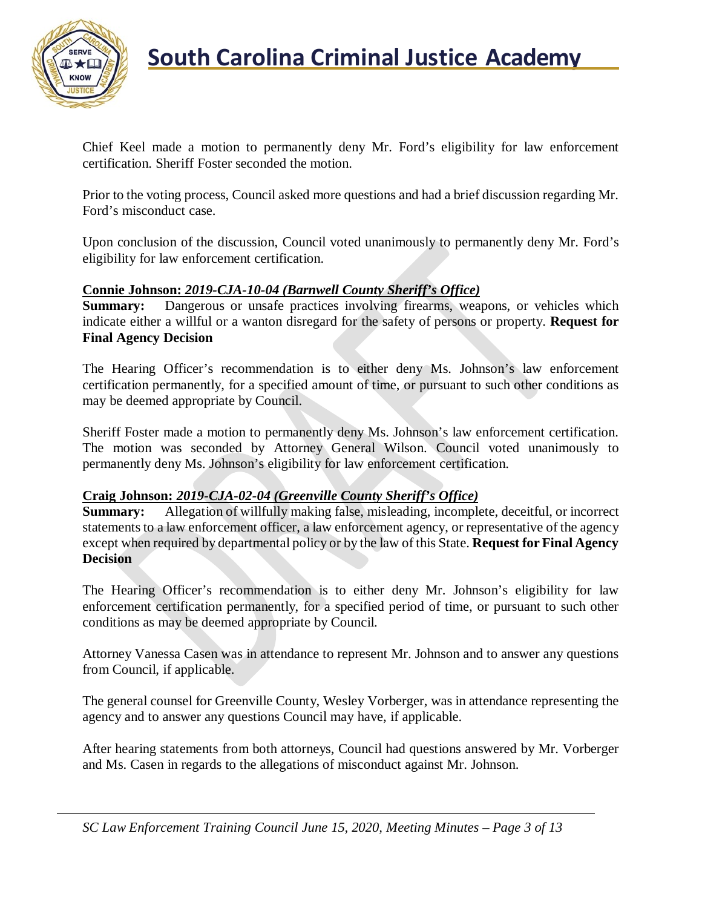Chief Keel made a motion to permanently deny Mr. Ford's eligibility for law enforcement certification. Sheriff Foster seconded the motion.

Prior to the voting process, Council asked more questions and had a brief discussion regarding Mr. Ford's misconduct case.

Upon conclusion of the discussion, Council voted unanimously to permanently deny Mr. Ford's eligibility for law enforcement certification.

**Connie Johnson: *2019-CJA-10-04 (Barnwell County Sheriff's Office)***

**Summary:** Dangerous or unsafe practices involving firearms, weapons, or vehicles which indicate either a willful or a wanton disregard for the safety of persons or property. **Request for Final Agency Decision**

The Hearing Officer's recommendation is to either deny Ms. Johnson's law enforcement certification permanently, for a specified amount of time, or pursuant to such other conditions as may be deemed appropriate by Council.

Sheriff Foster made a motion to permanently deny Ms. Johnson's law enforcement certification. The motion was seconded by Attorney General Wilson. Council voted unanimously to permanently deny Ms. Johnson's eligibility for law enforcement certification.

**Craig Johnson: *2019-CJA-02-04 (Greenville County Sheriff's Office)***

**Summary:** Allegation of willfully making false, misleading, incomplete, deceitful, or incorrect statements to a law enforcement officer, a law enforcement agency, or representative of the agency except when required by departmental policy or by the law of this State. **Request for Final Agency Decision**

The Hearing Officer's recommendation is to either deny Mr. Johnson's eligibility for law enforcement certification permanently, for a specified period of time, or pursuant to such other conditions as may be deemed appropriate by Council.

Attorney Vanessa Casen was in attendance to represent Mr. Johnson and to answer any questions from Council, if applicable.

The general counsel for Greenville County, Wesley Vorberger, was in attendance representing the agency and to answer any questions Council may have, if applicable.

After hearing statements from both attorneys, Council had questions answered by Mr. Vorberger and Ms. Casen in regards to the allegations of misconduct against Mr. Johnson.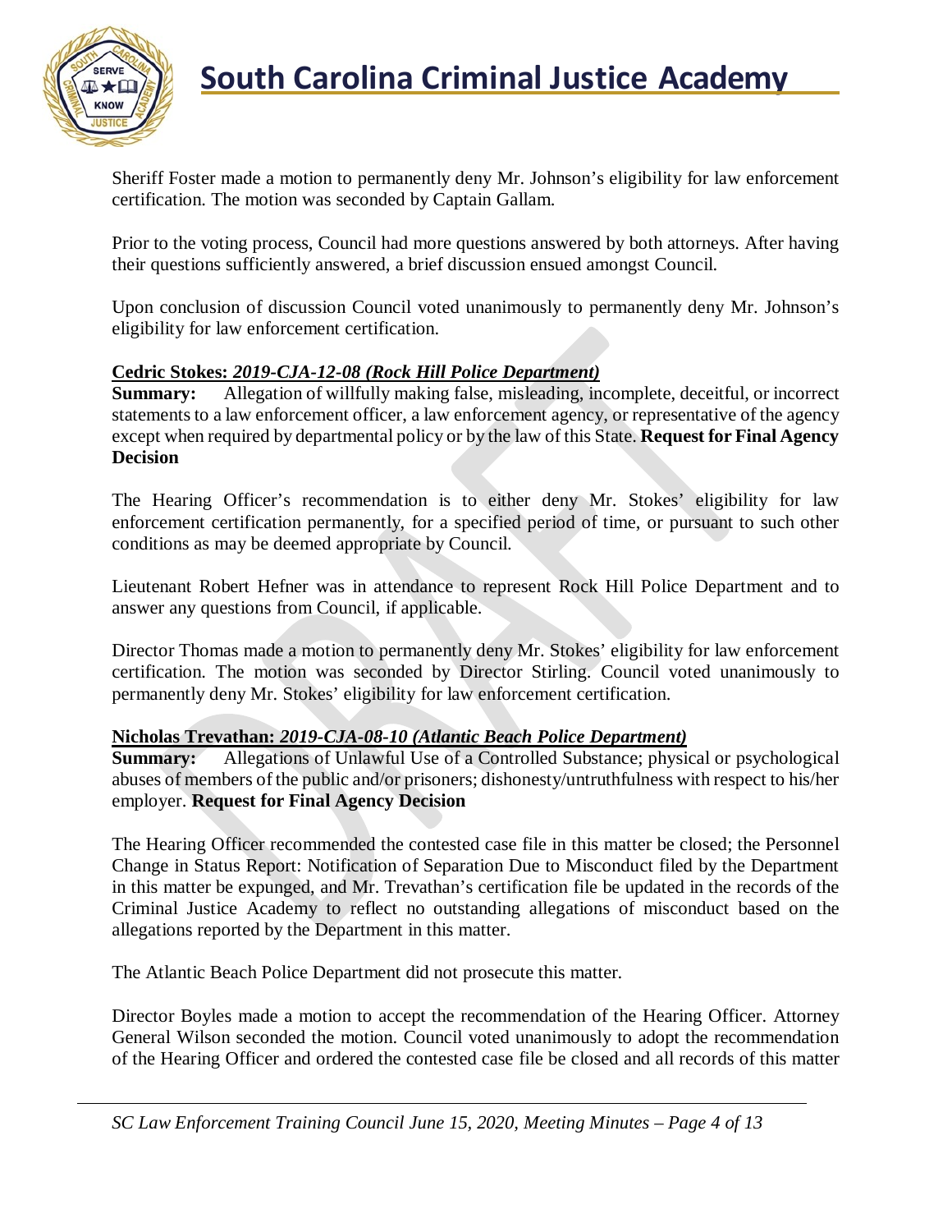Sheriff Foster made a motion to permanently deny Mr. Johnson's eligibility for law enforcement certification. The motion was seconded by Captain Gallam.

Prior to the voting process, Council had more questions answered by both attorneys. After having their questions sufficiently answered, a brief discussion ensued amongst Council.

Upon conclusion of discussion Council voted unanimously to permanently deny Mr. Johnson's eligibility for law enforcement certification.

**Cedric Stokes: *2019-CJA-12-08 (Rock Hill Police Department)***

**Summary:** Allegation of willfully making false, misleading, incomplete, deceitful, or incorrect statements to a law enforcement officer, a law enforcement agency, or representative of the agency except when required by departmental policy or by the law of this State. **Request for Final Agency Decision**

The Hearing Officer's recommendation is to either deny Mr. Stokes' eligibility for law enforcement certification permanently, for a specified period of time, or pursuant to such other conditions as may be deemed appropriate by Council.

Lieutenant Robert Hefner was in attendance to represent Rock Hill Police Department and to answer any questions from Council, if applicable.

Director Thomas made a motion to permanently deny Mr. Stokes' eligibility for law enforcement certification. The motion was seconded by Director Stirling. Council voted unanimously to permanently deny Mr. Stokes' eligibility for law enforcement certification.

**Nicholas Trevathan: *2019-CJA-08-10 (Atlantic Beach Police Department)***

**Summary:** Allegations of Unlawful Use of a Controlled Substance; physical or psychological abuses of members of the public and/or prisoners; dishonesty/untruthfulness with respect to his/her employer. **Request for Final Agency Decision**

The Hearing Officer recommended the contested case file in this matter be closed; the Personnel Change in Status Report: Notification of Separation Due to Misconduct filed by the Department in this matter be expunged, and Mr. Trevathan's certification file be updated in the records of the Criminal Justice Academy to reflect no outstanding allegations of misconduct based on the allegations reported by the Department in this matter.

The Atlantic Beach Police Department did not prosecute this matter.

Director Boyles made a motion to accept the recommendation of the Hearing Officer. Attorney General Wilson seconded the motion. Council voted unanimously to adopt the recommendation of the Hearing Officer and ordered the contested case file be closed and all records of this matter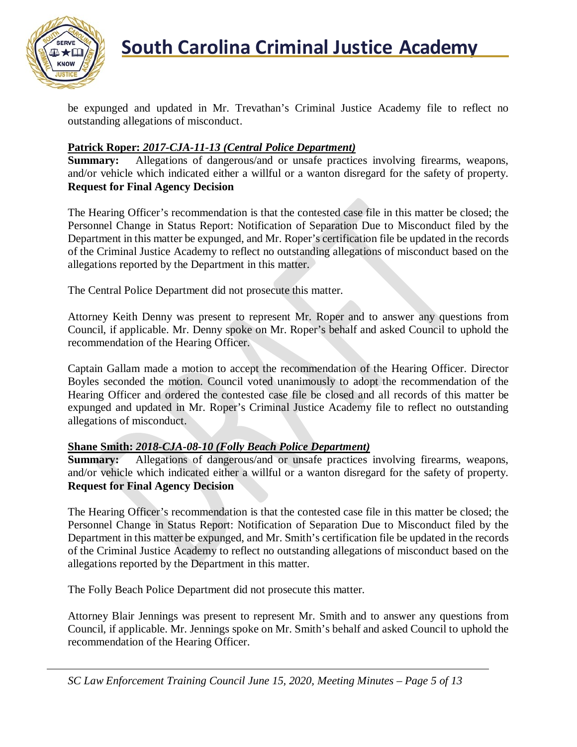be expunged and updated in Mr. Trevathan's Criminal Justice Academy file to reflect no outstanding allegations of misconduct.

**Patrick Roper:** ***2017-CJA-11-13 (Central Police Department)***
**Summary:** Allegations of dangerous/and or unsafe practices involving firearms, weapons, and/or vehicle which indicated either a willful or a wanton disregard for the safety of property.
**Request for Final Agency Decision**

The Hearing Officer's recommendation is that the contested case file in this matter be closed; the Personnel Change in Status Report: Notification of Separation Due to Misconduct filed by the Department in this matter be expunged, and Mr. Roper's certification file be updated in the records of the Criminal Justice Academy to reflect no outstanding allegations of misconduct based on the allegations reported by the Department in this matter.

The Central Police Department did not prosecute this matter.

Attorney Keith Denny was present to represent Mr. Roper and to answer any questions from Council, if applicable. Mr. Denny spoke on Mr. Roper's behalf and asked Council to uphold the recommendation of the Hearing Officer.

Captain Gallam made a motion to accept the recommendation of the Hearing Officer. Director Boyles seconded the motion. Council voted unanimously to adopt the recommendation of the Hearing Officer and ordered the contested case file be closed and all records of this matter be expunged and updated in Mr. Roper's Criminal Justice Academy file to reflect no outstanding allegations of misconduct.

**Shane Smith:** ***2018-CJA-08-10 (Folly Beach Police Department)***
**Summary:** Allegations of dangerous/and or unsafe practices involving firearms, weapons, and/or vehicle which indicated either a willful or a wanton disregard for the safety of property.
**Request for Final Agency Decision**

The Hearing Officer's recommendation is that the contested case file in this matter be closed; the Personnel Change in Status Report: Notification of Separation Due to Misconduct filed by the Department in this matter be expunged, and Mr. Smith's certification file be updated in the records of the Criminal Justice Academy to reflect no outstanding allegations of misconduct based on the allegations reported by the Department in this matter.

The Folly Beach Police Department did not prosecute this matter.

Attorney Blair Jennings was present to represent Mr. Smith and to answer any questions from Council, if applicable. Mr. Jennings spoke on Mr. Smith's behalf and asked Council to uphold the recommendation of the Hearing Officer.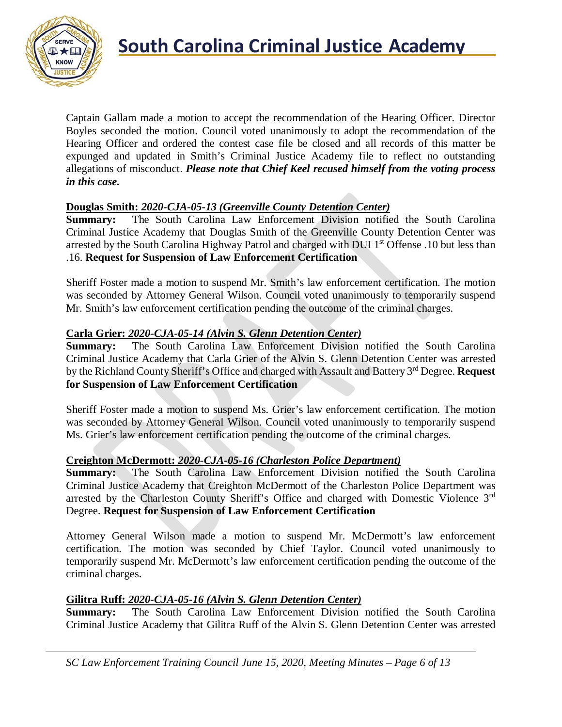Captain Gallam made a motion to accept the recommendation of the Hearing Officer. Director Boyles seconded the motion. Council voted unanimously to adopt the recommendation of the Hearing Officer and ordered the contest case file be closed and all records of this matter be expunged and updated in Smith's Criminal Justice Academy file to reflect no outstanding allegations of misconduct. ***Please note that Chief Keel recused himself from the voting process in this case.***

**Douglas Smith:** ***2020-CJA-05-13 (Greenville County Detention Center)***
**Summary:** The South Carolina Law Enforcement Division notified the South Carolina Criminal Justice Academy that Douglas Smith of the Greenville County Detention Center was arrested by the South Carolina Highway Patrol and charged with DUI 1st Offense .10 but less than .16. **Request for Suspension of Law Enforcement Certification**

Sheriff Foster made a motion to suspend Mr. Smith's law enforcement certification. The motion was seconded by Attorney General Wilson. Council voted unanimously to temporarily suspend Mr. Smith's law enforcement certification pending the outcome of the criminal charges.

**Carla Grier:** ***2020-CJA-05-14 (Alvin S. Glenn Detention Center)***
**Summary:** The South Carolina Law Enforcement Division notified the South Carolina Criminal Justice Academy that Carla Grier of the Alvin S. Glenn Detention Center was arrested by the Richland County Sheriff's Office and charged with Assault and Battery 3rd Degree. **Request for Suspension of Law Enforcement Certification**

Sheriff Foster made a motion to suspend Ms. Grier's law enforcement certification. The motion was seconded by Attorney General Wilson. Council voted unanimously to temporarily suspend Ms. Grier's law enforcement certification pending the outcome of the criminal charges.

**Creighton McDermott:** ***2020-CJA-05-16 (Charleston Police Department)***
**Summary:** The South Carolina Law Enforcement Division notified the South Carolina Criminal Justice Academy that Creighton McDermott of the Charleston Police Department was arrested by the Charleston County Sheriff's Office and charged with Domestic Violence 3rd Degree. **Request for Suspension of Law Enforcement Certification**

Attorney General Wilson made a motion to suspend Mr. McDermott's law enforcement certification. The motion was seconded by Chief Taylor. Council voted unanimously to temporarily suspend Mr. McDermott's law enforcement certification pending the outcome of the criminal charges.

**Gilitra Ruff:** ***2020-CJA-05-16 (Alvin S. Glenn Detention Center)***
**Summary:** The South Carolina Law Enforcement Division notified the South Carolina Criminal Justice Academy that Gilitra Ruff of the Alvin S. Glenn Detention Center was arrested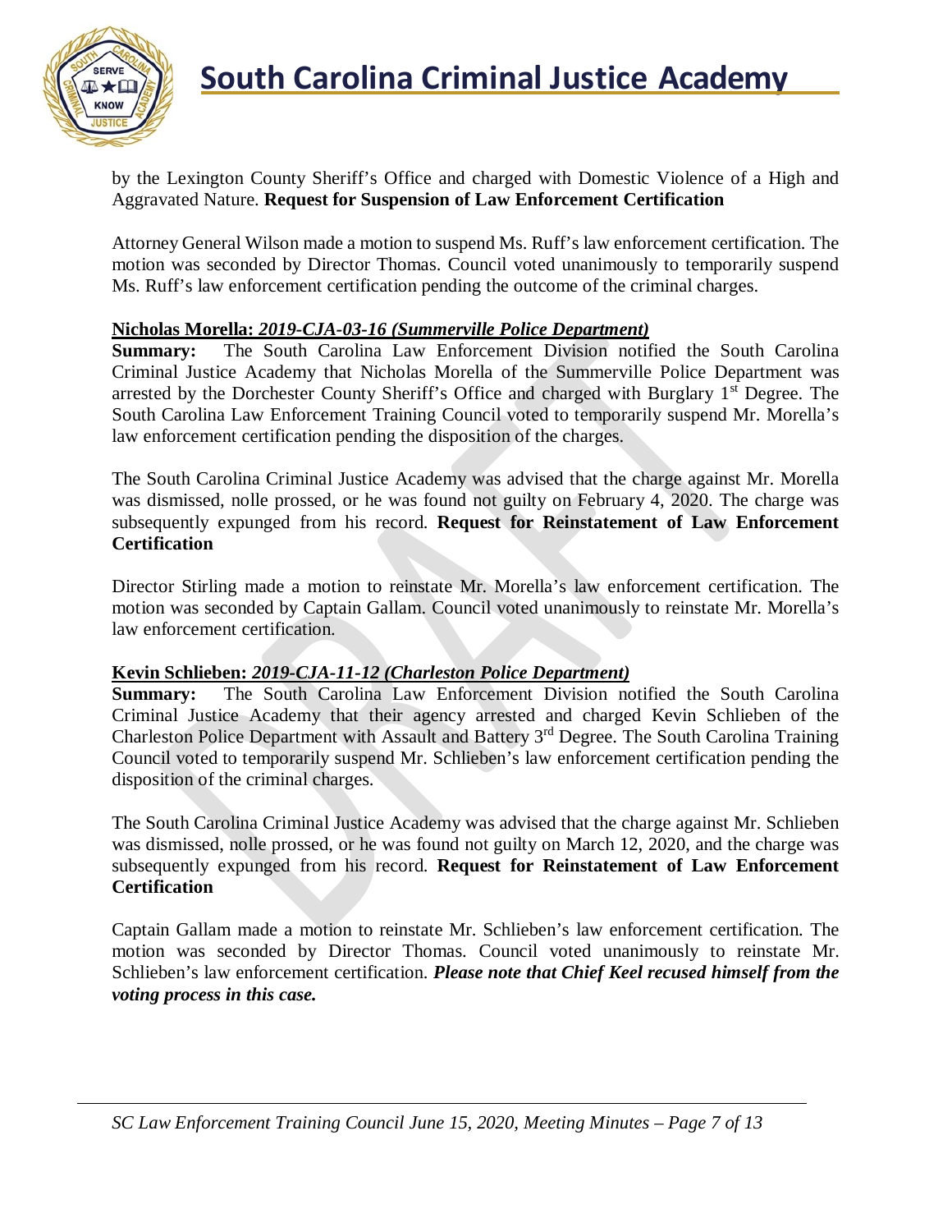by the Lexington County Sheriff's Office and charged with Domestic Violence of a High and Aggravated Nature. **Request for Suspension of Law Enforcement Certification**

Attorney General Wilson made a motion to suspend Ms. Ruff's law enforcement certification. The motion was seconded by Director Thomas. Council voted unanimously to temporarily suspend Ms. Ruff's law enforcement certification pending the outcome of the criminal charges.

**Nicholas Morella:** ***2019-CJA-03-16 (Summerville Police Department)***
**Summary:** The South Carolina Law Enforcement Division notified the South Carolina Criminal Justice Academy that Nicholas Morella of the Summerville Police Department was arrested by the Dorchester County Sheriff's Office and charged with Burglary 1st Degree. The South Carolina Law Enforcement Training Council voted to temporarily suspend Mr. Morella's law enforcement certification pending the disposition of the charges.

The South Carolina Criminal Justice Academy was advised that the charge against Mr. Morella was dismissed, nolle prossed, or he was found not guilty on February 4, 2020. The charge was subsequently expunged from his record. **Request for Reinstatement of Law Enforcement Certification**

Director Stirling made a motion to reinstate Mr. Morella's law enforcement certification. The motion was seconded by Captain Gallam. Council voted unanimously to reinstate Mr. Morella's law enforcement certification.

**Kevin Schlieben:** ***2019-CJA-11-12 (Charleston Police Department)***
**Summary:** The South Carolina Law Enforcement Division notified the South Carolina Criminal Justice Academy that their agency arrested and charged Kevin Schlieben of the Charleston Police Department with Assault and Battery 3rd Degree. The South Carolina Training Council voted to temporarily suspend Mr. Schlieben's law enforcement certification pending the disposition of the criminal charges.

The South Carolina Criminal Justice Academy was advised that the charge against Mr. Schlieben was dismissed, nolle prossed, or he was found not guilty on March 12, 2020, and the charge was subsequently expunged from his record. **Request for Reinstatement of Law Enforcement Certification**

Captain Gallam made a motion to reinstate Mr. Schlieben's law enforcement certification. The motion was seconded by Director Thomas. Council voted unanimously to reinstate Mr. Schlieben's law enforcement certification. ***Please note that Chief Keel recused himself from the voting process in this case.***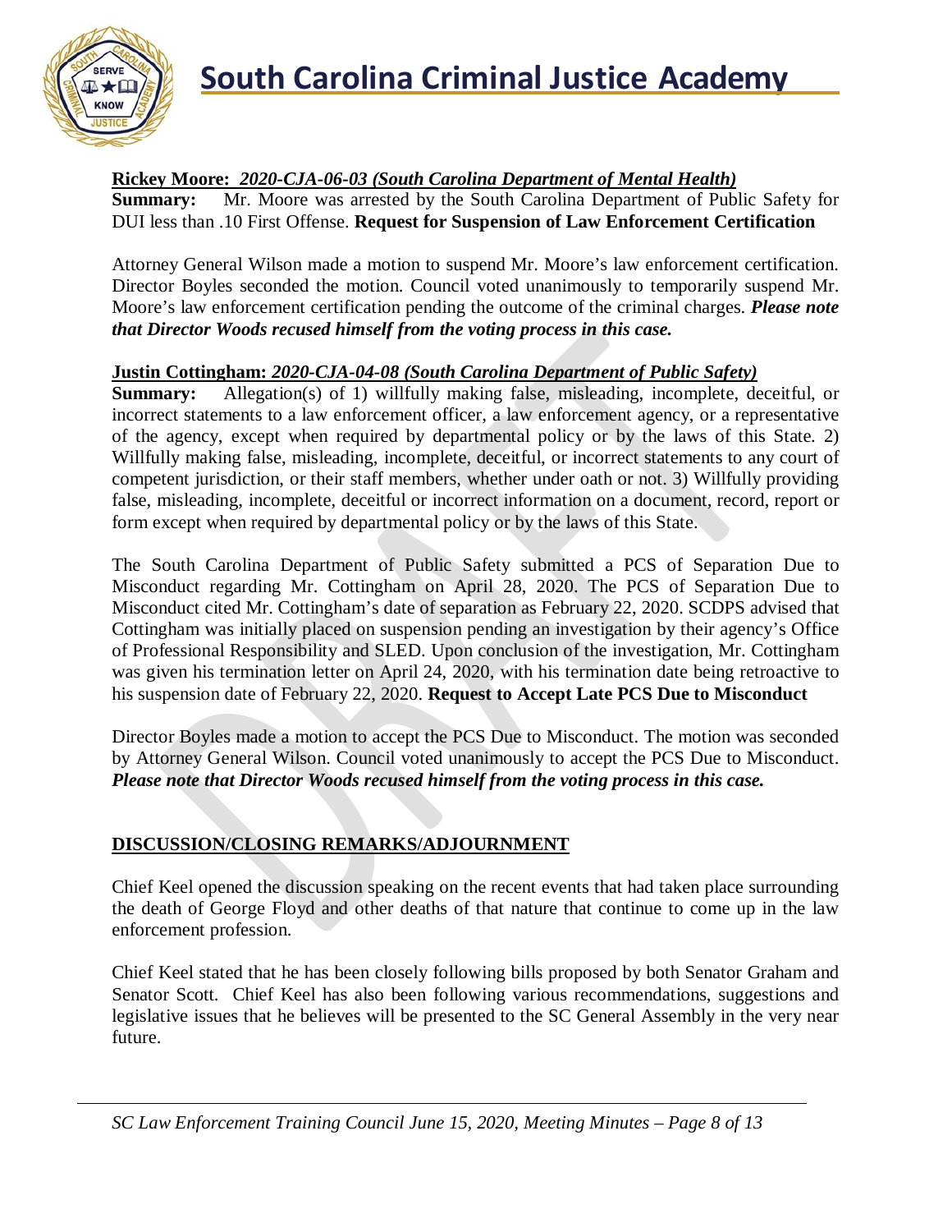**Rickey Moore:** ***2020-CJA-06-03 (South Carolina Department of Mental Health)***

**Summary:** Mr. Moore was arrested by the South Carolina Department of Public Safety for DUI less than .10 First Offense. **Request for Suspension of Law Enforcement Certification**

Attorney General Wilson made a motion to suspend Mr. Moore's law enforcement certification. Director Boyles seconded the motion. Council voted unanimously to temporarily suspend Mr. Moore's law enforcement certification pending the outcome of the criminal charges. ***Please note that Director Woods recused himself from the voting process in this case.***

**Justin Cottingham:** ***2020-CJA-04-08 (South Carolina Department of Public Safety)***

**Summary:** Allegation(s) of 1) willfully making false, misleading, incomplete, deceitful, or incorrect statements to a law enforcement officer, a law enforcement agency, or a representative of the agency, except when required by departmental policy or by the laws of this State. 2) Willfully making false, misleading, incomplete, deceitful, or incorrect statements to any court of competent jurisdiction, or their staff members, whether under oath or not. 3) Willfully providing false, misleading, incomplete, deceitful or incorrect information on a document, record, report or form except when required by departmental policy or by the laws of this State.

The South Carolina Department of Public Safety submitted a PCS of Separation Due to Misconduct regarding Mr. Cottingham on April 28, 2020. The PCS of Separation Due to Misconduct cited Mr. Cottingham's date of separation as February 22, 2020. SCDPS advised that Cottingham was initially placed on suspension pending an investigation by their agency's Office of Professional Responsibility and SLED. Upon conclusion of the investigation, Mr. Cottingham was given his termination letter on April 24, 2020, with his termination date being retroactive to his suspension date of February 22, 2020. **Request to Accept Late PCS Due to Misconduct**

Director Boyles made a motion to accept the PCS Due to Misconduct. The motion was seconded by Attorney General Wilson. Council voted unanimously to accept the PCS Due to Misconduct. ***Please note that Director Woods recused himself from the voting process in this case.***

**DISCUSSION/CLOSING REMARKS/ADJOURNMENT**

Chief Keel opened the discussion speaking on the recent events that had taken place surrounding the death of George Floyd and other deaths of that nature that continue to come up in the law enforcement profession.

Chief Keel stated that he has been closely following bills proposed by both Senator Graham and Senator Scott. Chief Keel has also been following various recommendations, suggestions and legislative issues that he believes will be presented to the SC General Assembly in the very near future.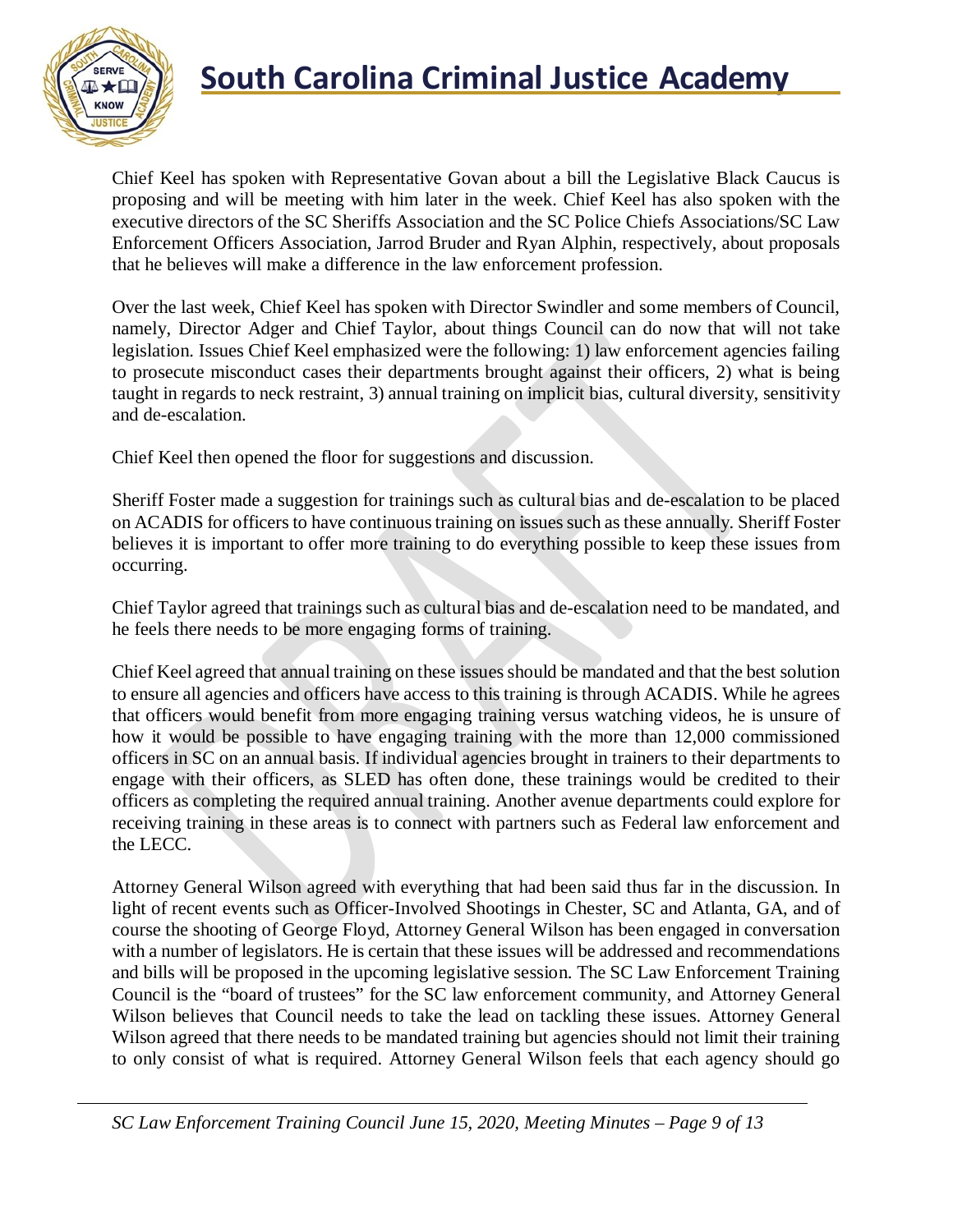Chief Keel has spoken with Representative Govan about a bill the Legislative Black Caucus is proposing and will be meeting with him later in the week. Chief Keel has also spoken with the executive directors of the SC Sheriffs Association and the SC Police Chiefs Associations/SC Law Enforcement Officers Association, Jarrod Bruder and Ryan Alphin, respectively, about proposals that he believes will make a difference in the law enforcement profession.

Over the last week, Chief Keel has spoken with Director Swindler and some members of Council, namely, Director Adger and Chief Taylor, about things Council can do now that will not take legislation. Issues Chief Keel emphasized were the following: 1) law enforcement agencies failing to prosecute misconduct cases their departments brought against their officers, 2) what is being taught in regards to neck restraint, 3) annual training on implicit bias, cultural diversity, sensitivity and de-escalation.

Chief Keel then opened the floor for suggestions and discussion.

Sheriff Foster made a suggestion for trainings such as cultural bias and de-escalation to be placed on ACADIS for officers to have continuous training on issues such as these annually. Sheriff Foster believes it is important to offer more training to do everything possible to keep these issues from occurring.

Chief Taylor agreed that trainings such as cultural bias and de-escalation need to be mandated, and he feels there needs to be more engaging forms of training.

Chief Keel agreed that annual training on these issues should be mandated and that the best solution to ensure all agencies and officers have access to this training is through ACADIS. While he agrees that officers would benefit from more engaging training versus watching videos, he is unsure of how it would be possible to have engaging training with the more than 12,000 commissioned officers in SC on an annual basis. If individual agencies brought in trainers to their departments to engage with their officers, as SLED has often done, these trainings would be credited to their officers as completing the required annual training. Another avenue departments could explore for receiving training in these areas is to connect with partners such as Federal law enforcement and the LECC.

Attorney General Wilson agreed with everything that had been said thus far in the discussion. In light of recent events such as Officer-Involved Shootings in Chester, SC and Atlanta, GA, and of course the shooting of George Floyd, Attorney General Wilson has been engaged in conversation with a number of legislators. He is certain that these issues will be addressed and recommendations and bills will be proposed in the upcoming legislative session. The SC Law Enforcement Training Council is the "board of trustees" for the SC law enforcement community, and Attorney General Wilson believes that Council needs to take the lead on tackling these issues. Attorney General Wilson agreed that there needs to be mandated training but agencies should not limit their training to only consist of what is required. Attorney General Wilson feels that each agency should go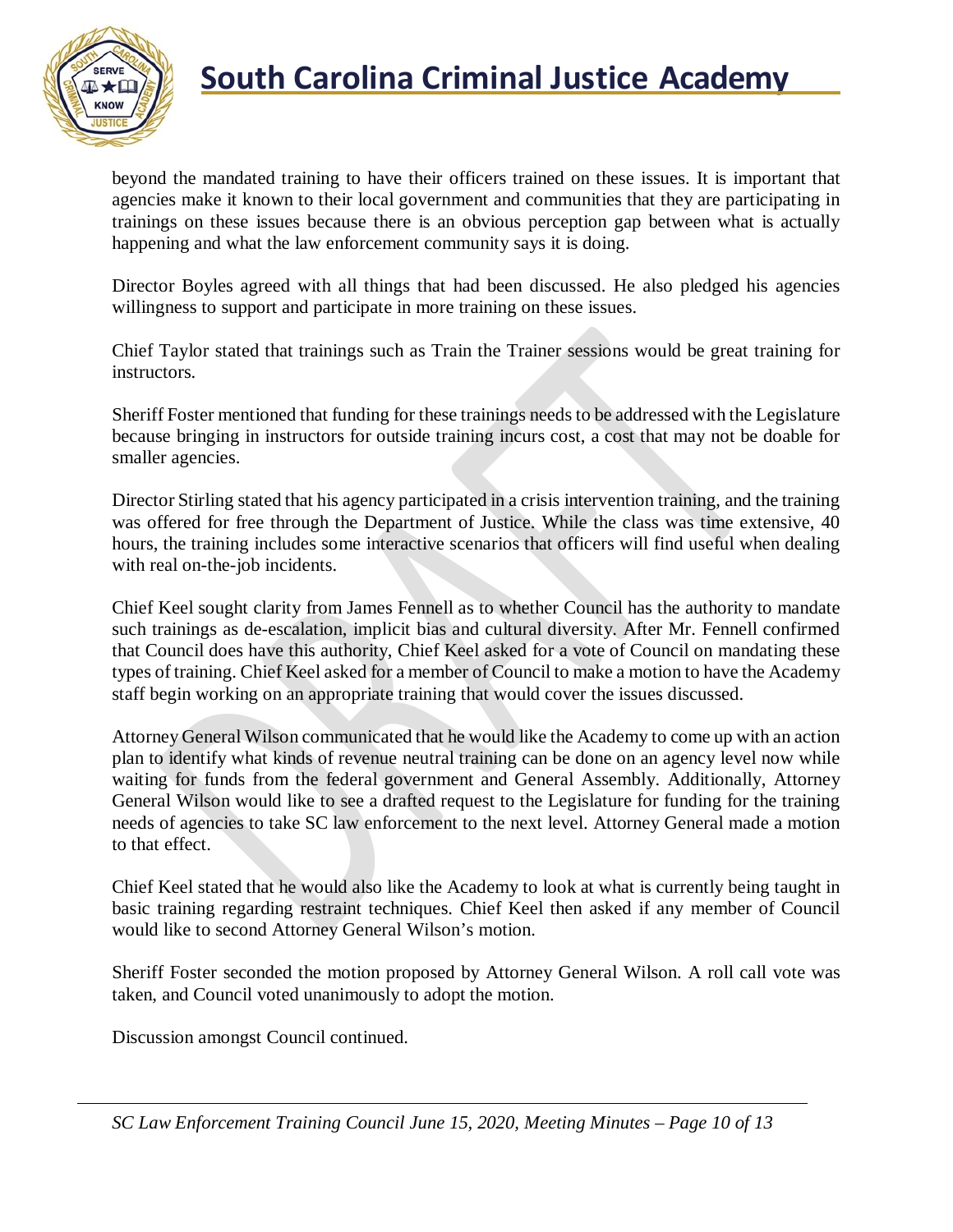beyond the mandated training to have their officers trained on these issues. It is important that agencies make it known to their local government and communities that they are participating in trainings on these issues because there is an obvious perception gap between what is actually happening and what the law enforcement community says it is doing.

Director Boyles agreed with all things that had been discussed. He also pledged his agencies willingness to support and participate in more training on these issues.

Chief Taylor stated that trainings such as Train the Trainer sessions would be great training for instructors.

Sheriff Foster mentioned that funding for these trainings needs to be addressed with the Legislature because bringing in instructors for outside training incurs cost, a cost that may not be doable for smaller agencies.

Director Stirling stated that his agency participated in a crisis intervention training, and the training was offered for free through the Department of Justice. While the class was time extensive, 40 hours, the training includes some interactive scenarios that officers will find useful when dealing with real on-the-job incidents.

Chief Keel sought clarity from James Fennell as to whether Council has the authority to mandate such trainings as de-escalation, implicit bias and cultural diversity. After Mr. Fennell confirmed that Council does have this authority, Chief Keel asked for a vote of Council on mandating these types of training. Chief Keel asked for a member of Council to make a motion to have the Academy staff begin working on an appropriate training that would cover the issues discussed.

Attorney General Wilson communicated that he would like the Academy to come up with an action plan to identify what kinds of revenue neutral training can be done on an agency level now while waiting for funds from the federal government and General Assembly. Additionally, Attorney General Wilson would like to see a drafted request to the Legislature for funding for the training needs of agencies to take SC law enforcement to the next level. Attorney General made a motion to that effect.

Chief Keel stated that he would also like the Academy to look at what is currently being taught in basic training regarding restraint techniques. Chief Keel then asked if any member of Council would like to second Attorney General Wilson's motion.

Sheriff Foster seconded the motion proposed by Attorney General Wilson. A roll call vote was taken, and Council voted unanimously to adopt the motion.

Discussion amongst Council continued.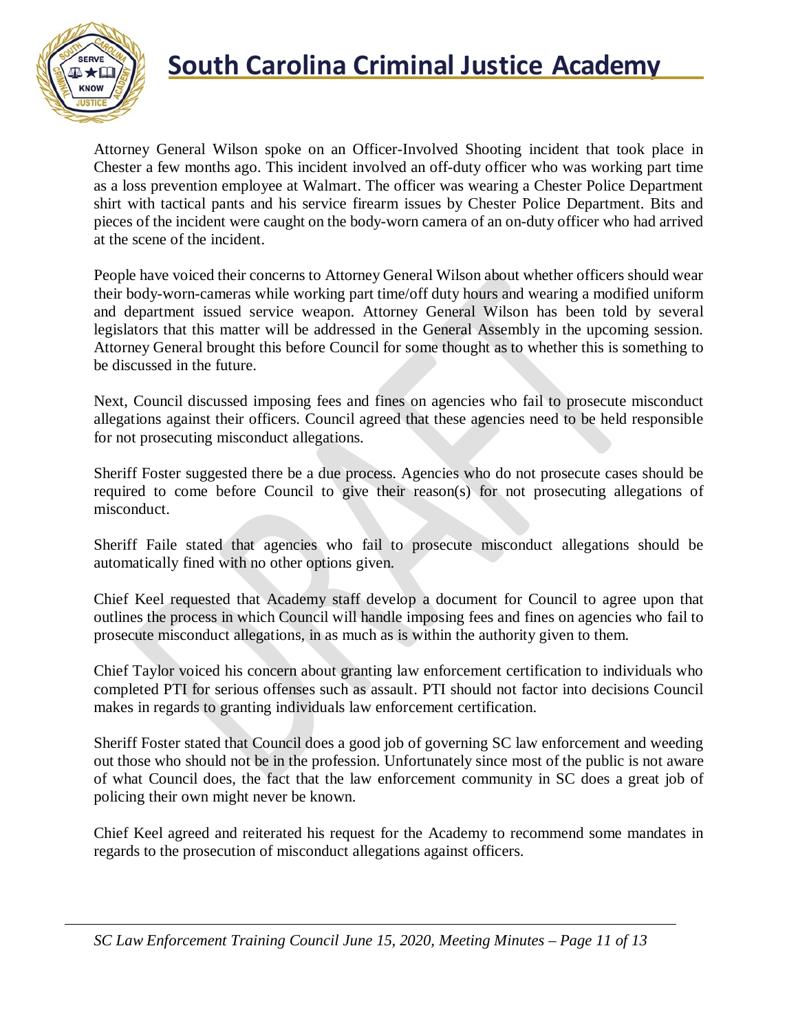Attorney General Wilson spoke on an Officer-Involved Shooting incident that took place in Chester a few months ago. This incident involved an off-duty officer who was working part time as a loss prevention employee at Walmart. The officer was wearing a Chester Police Department shirt with tactical pants and his service firearm issues by Chester Police Department. Bits and pieces of the incident were caught on the body-worn camera of an on-duty officer who had arrived at the scene of the incident.

People have voiced their concerns to Attorney General Wilson about whether officers should wear their body-worn-cameras while working part time/off duty hours and wearing a modified uniform and department issued service weapon. Attorney General Wilson has been told by several legislators that this matter will be addressed in the General Assembly in the upcoming session. Attorney General brought this before Council for some thought as to whether this is something to be discussed in the future.

Next, Council discussed imposing fees and fines on agencies who fail to prosecute misconduct allegations against their officers. Council agreed that these agencies need to be held responsible for not prosecuting misconduct allegations.

Sheriff Foster suggested there be a due process. Agencies who do not prosecute cases should be required to come before Council to give their reason(s) for not prosecuting allegations of misconduct.

Sheriff Faile stated that agencies who fail to prosecute misconduct allegations should be automatically fined with no other options given.

Chief Keel requested that Academy staff develop a document for Council to agree upon that outlines the process in which Council will handle imposing fees and fines on agencies who fail to prosecute misconduct allegations, in as much as is within the authority given to them.

Chief Taylor voiced his concern about granting law enforcement certification to individuals who completed PTI for serious offenses such as assault. PTI should not factor into decisions Council makes in regards to granting individuals law enforcement certification.

Sheriff Foster stated that Council does a good job of governing SC law enforcement and weeding out those who should not be in the profession. Unfortunately since most of the public is not aware of what Council does, the fact that the law enforcement community in SC does a great job of policing their own might never be known.

Chief Keel agreed and reiterated his request for the Academy to recommend some mandates in regards to the prosecution of misconduct allegations against officers.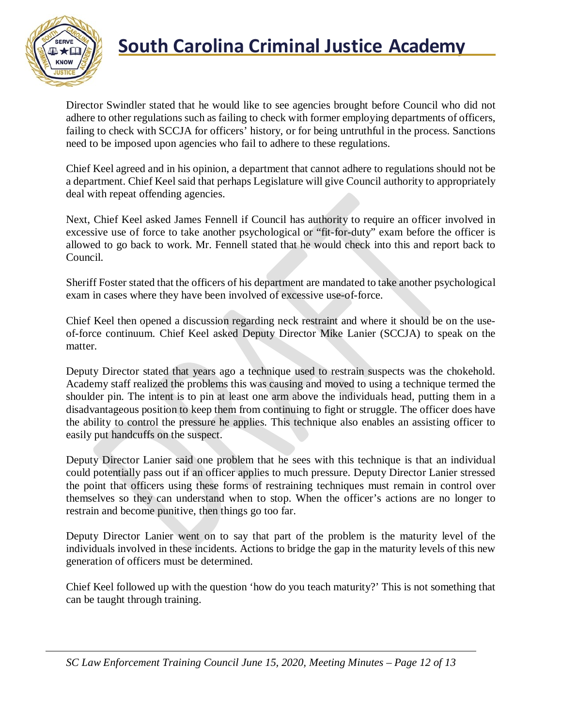Director Swindler stated that he would like to see agencies brought before Council who did not adhere to other regulations such as failing to check with former employing departments of officers, failing to check with SCCJA for officers' history, or for being untruthful in the process. Sanctions need to be imposed upon agencies who fail to adhere to these regulations.

Chief Keel agreed and in his opinion, a department that cannot adhere to regulations should not be a department. Chief Keel said that perhaps Legislature will give Council authority to appropriately deal with repeat offending agencies.

Next, Chief Keel asked James Fennell if Council has authority to require an officer involved in excessive use of force to take another psychological or "fit-for-duty" exam before the officer is allowed to go back to work. Mr. Fennell stated that he would check into this and report back to Council.

Sheriff Foster stated that the officers of his department are mandated to take another psychological exam in cases where they have been involved of excessive use-of-force.

Chief Keel then opened a discussion regarding neck restraint and where it should be on the use-of-force continuum. Chief Keel asked Deputy Director Mike Lanier (SCCJA) to speak on the matter.

Deputy Director stated that years ago a technique used to restrain suspects was the chokehold. Academy staff realized the problems this was causing and moved to using a technique termed the shoulder pin. The intent is to pin at least one arm above the individuals head, putting them in a disadvantageous position to keep them from continuing to fight or struggle. The officer does have the ability to control the pressure he applies. This technique also enables an assisting officer to easily put handcuffs on the suspect.

Deputy Director Lanier said one problem that he sees with this technique is that an individual could potentially pass out if an officer applies to much pressure. Deputy Director Lanier stressed the point that officers using these forms of restraining techniques must remain in control over themselves so they can understand when to stop. When the officer's actions are no longer to restrain and become punitive, then things go too far.

Deputy Director Lanier went on to say that part of the problem is the maturity level of the individuals involved in these incidents. Actions to bridge the gap in the maturity levels of this new generation of officers must be determined.

Chief Keel followed up with the question 'how do you teach maturity?' This is not something that can be taught through training.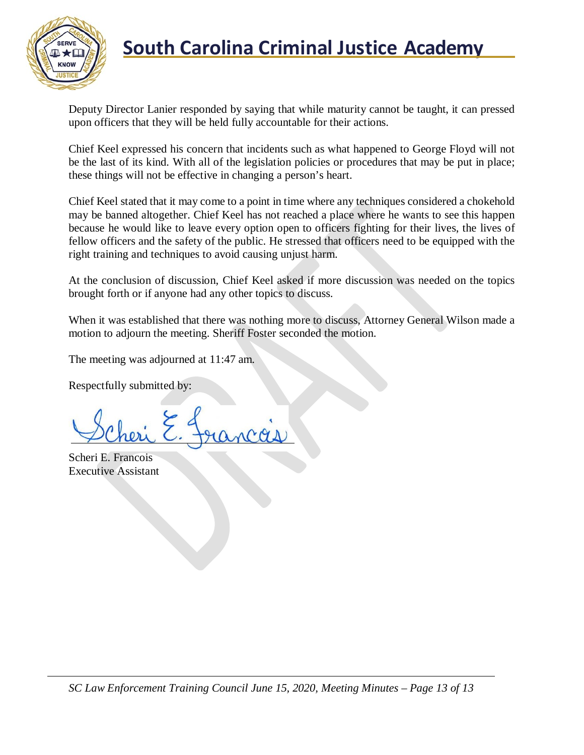Deputy Director Lanier responded by saying that while maturity cannot be taught, it can pressed upon officers that they will be held fully accountable for their actions.

Chief Keel expressed his concern that incidents such as what happened to George Floyd will not be the last of its kind. With all of the legislation policies or procedures that may be put in place; these things will not be effective in changing a person's heart.

Chief Keel stated that it may come to a point in time where any techniques considered a chokehold may be banned altogether. Chief Keel has not reached a place where he wants to see this happen because he would like to leave every option open to officers fighting for their lives, the lives of fellow officers and the safety of the public. He stressed that officers need to be equipped with the right training and techniques to avoid causing unjust harm.

At the conclusion of discussion, Chief Keel asked if more discussion was needed on the topics brought forth or if anyone had any other topics to discuss.

When it was established that there was nothing more to discuss, Attorney General Wilson made a motion to adjourn the meeting. Sheriff Foster seconded the motion.

The meeting was adjourned at 11:47 am.

Respectfully submitted by:

Scheri E. Francois
Executive Assistant